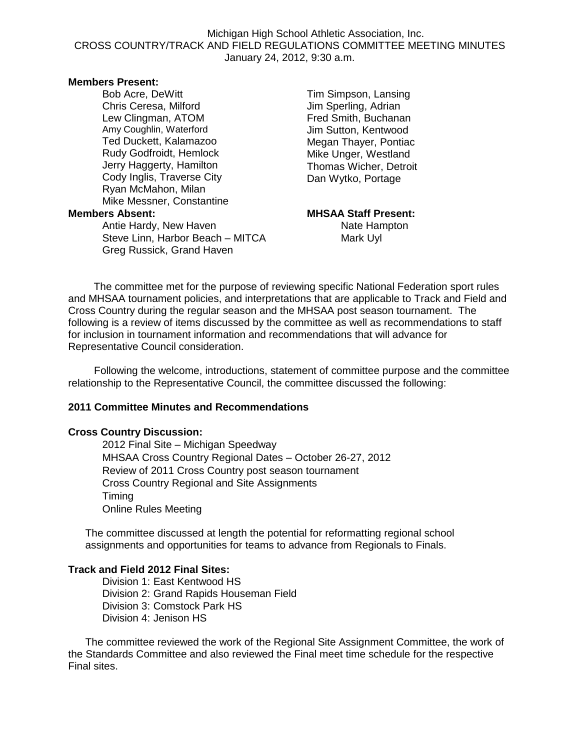Michigan High School Athletic Association, Inc.
CROSS COUNTRY/TRACK AND FIELD REGULATIONS COMMITTEE MEETING MINUTES
January 24, 2012, 9:30 a.m.

**Members Present:**

Bob Acre, DeWitt
Chris Ceresa, Milford
Lew Clingman, ATOM
Amy Coughlin, Waterford
Ted Duckett, Kalamazoo
Rudy Godfroidt, Hemlock
Jerry Haggerty, Hamilton
Cody Inglis, Traverse City
Ryan McMahon, Milan
Mike Messner, Constantine
Tim Simpson, Lansing
Jim Sperling, Adrian
Fred Smith, Buchanan
Jim Sutton, Kentwood
Megan Thayer, Pontiac
Mike Unger, Westland
Thomas Wicher, Detroit
Dan Wytko, Portage

**Members Absent:**

Antie Hardy, New Haven
Steve Linn, Harbor Beach – MITCA
Greg Russick, Grand Haven

**MHSAA Staff Present:**

Nate Hampton
Mark Uyl

The committee met for the purpose of reviewing specific National Federation sport rules and MHSAA tournament policies, and interpretations that are applicable to Track and Field and Cross Country during the regular season and the MHSAA post season tournament. The following is a review of items discussed by the committee as well as recommendations to staff for inclusion in tournament information and recommendations that will advance for Representative Council consideration.

Following the welcome, introductions, statement of committee purpose and the committee relationship to the Representative Council, the committee discussed the following:

**2011 Committee Minutes and Recommendations**

**Cross Country Discussion:**

2012 Final Site – Michigan Speedway
MHSAA Cross Country Regional Dates – October 26-27, 2012
Review of 2011 Cross Country post season tournament
Cross Country Regional and Site Assignments
Timing
Online Rules Meeting

The committee discussed at length the potential for reformatting regional school assignments and opportunities for teams to advance from Regionals to Finals.

**Track and Field 2012 Final Sites:**

Division 1: East Kentwood HS
Division 2: Grand Rapids Houseman Field
Division 3: Comstock Park HS
Division 4: Jenison HS

The committee reviewed the work of the Regional Site Assignment Committee, the work of the Standards Committee and also reviewed the Final meet time schedule for the respective Final sites.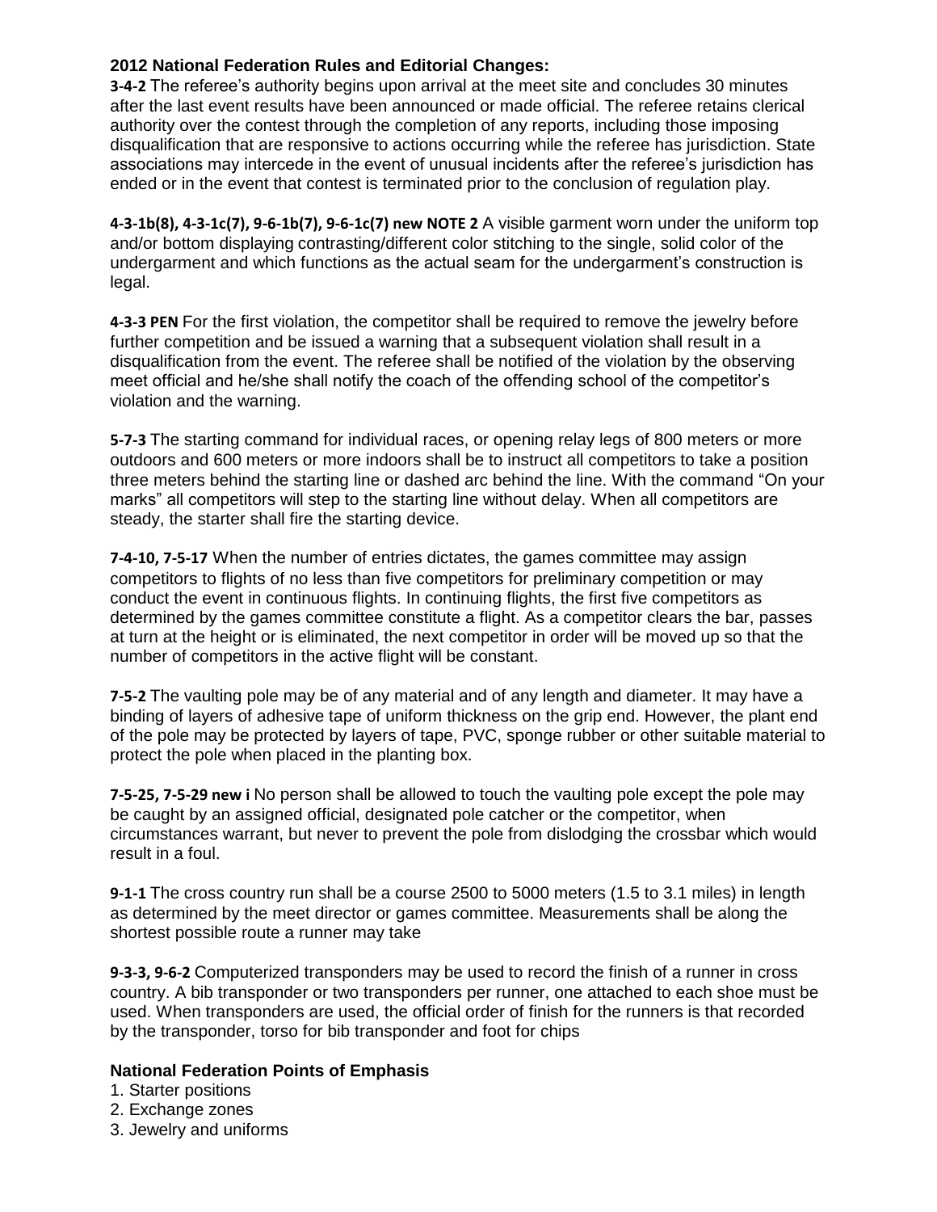**2012 National Federation Rules and Editorial Changes:**

**3-4-2** The referee's authority begins upon arrival at the meet site and concludes 30 minutes after the last event results have been announced or made official. The referee retains clerical authority over the contest through the completion of any reports, including those imposing disqualification that are responsive to actions occurring while the referee has jurisdiction. State associations may intercede in the event of unusual incidents after the referee's jurisdiction has ended or in the event that contest is terminated prior to the conclusion of regulation play.

**4-3-1b(8), 4-3-1c(7), 9-6-1b(7), 9-6-1c(7) new NOTE 2** A visible garment worn under the uniform top and/or bottom displaying contrasting/different color stitching to the single, solid color of the undergarment and which functions as the actual seam for the undergarment's construction is legal.

**4-3-3 PEN** For the first violation, the competitor shall be required to remove the jewelry before further competition and be issued a warning that a subsequent violation shall result in a disqualification from the event. The referee shall be notified of the violation by the observing meet official and he/she shall notify the coach of the offending school of the competitor's violation and the warning.

**5-7-3** The starting command for individual races, or opening relay legs of 800 meters or more outdoors and 600 meters or more indoors shall be to instruct all competitors to take a position three meters behind the starting line or dashed arc behind the line. With the command "On your marks" all competitors will step to the starting line without delay. When all competitors are steady, the starter shall fire the starting device.

**7-4-10, 7-5-17** When the number of entries dictates, the games committee may assign competitors to flights of no less than five competitors for preliminary competition or may conduct the event in continuous flights. In continuing flights, the first five competitors as determined by the games committee constitute a flight. As a competitor clears the bar, passes at turn at the height or is eliminated, the next competitor in order will be moved up so that the number of competitors in the active flight will be constant.

**7-5-2** The vaulting pole may be of any material and of any length and diameter. It may have a binding of layers of adhesive tape of uniform thickness on the grip end. However, the plant end of the pole may be protected by layers of tape, PVC, sponge rubber or other suitable material to protect the pole when placed in the planting box.

**7-5-25, 7-5-29 new i** No person shall be allowed to touch the vaulting pole except the pole may be caught by an assigned official, designated pole catcher or the competitor, when circumstances warrant, but never to prevent the pole from dislodging the crossbar which would result in a foul.

**9-1-1** The cross country run shall be a course 2500 to 5000 meters (1.5 to 3.1 miles) in length as determined by the meet director or games committee. Measurements shall be along the shortest possible route a runner may take

**9-3-3, 9-6-2** Computerized transponders may be used to record the finish of a runner in cross country. A bib transponder or two transponders per runner, one attached to each shoe must be used. When transponders are used, the official order of finish for the runners is that recorded by the transponder, torso for bib transponder and foot for chips

**National Federation Points of Emphasis**

1. Starter positions
2. Exchange zones
3. Jewelry and uniforms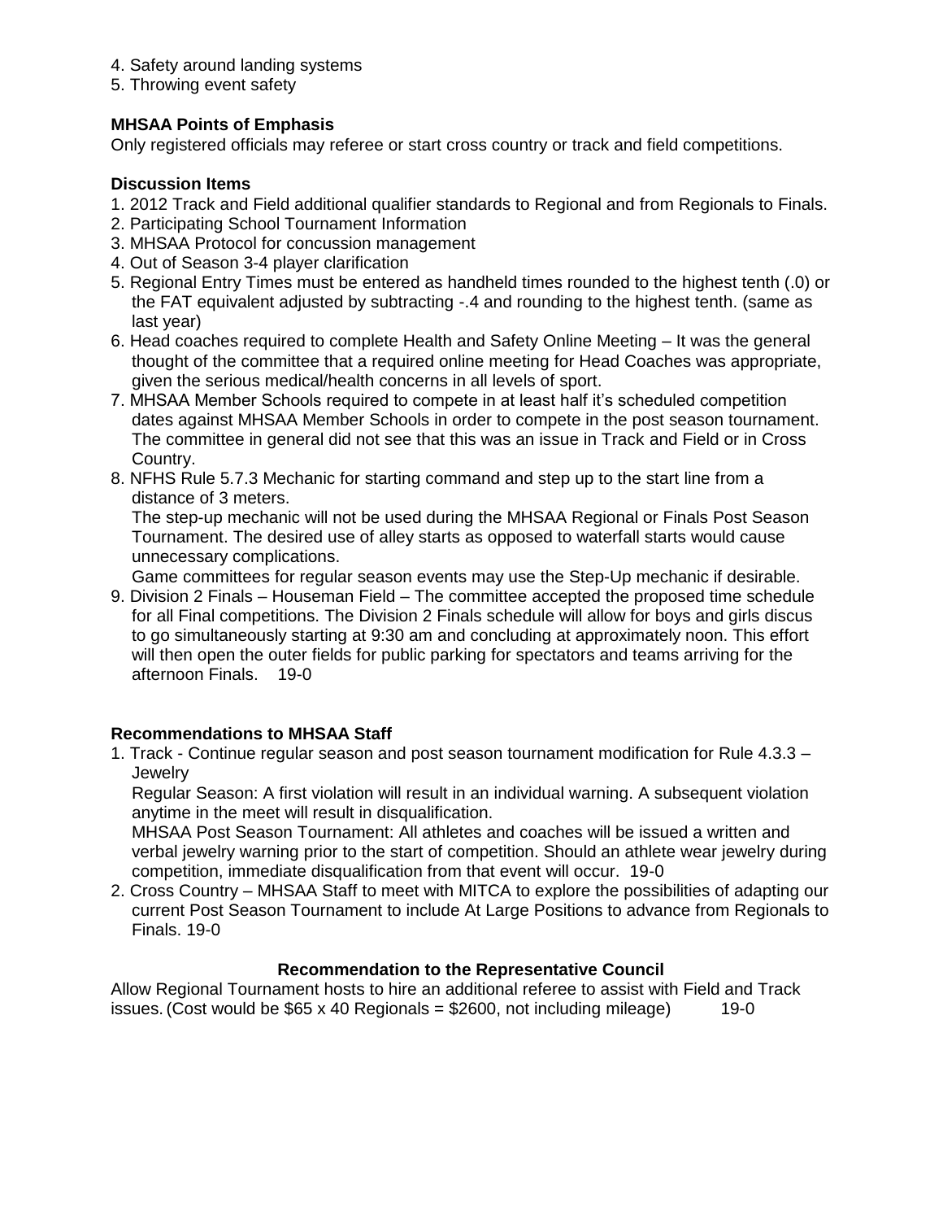4. Safety around landing systems
5. Throwing event safety

**MHSAA Points of Emphasis**

Only registered officials may referee or start cross country or track and field competitions.

**Discussion Items**

1. 2012 Track and Field additional qualifier standards to Regional and from Regionals to Finals.
2. Participating School Tournament Information
3. MHSAA Protocol for concussion management
4. Out of Season 3-4 player clarification
5. Regional Entry Times must be entered as handheld times rounded to the highest tenth (.0) or the FAT equivalent adjusted by subtracting -.4 and rounding to the highest tenth. (same as last year)
6. Head coaches required to complete Health and Safety Online Meeting – It was the general thought of the committee that a required online meeting for Head Coaches was appropriate, given the serious medical/health concerns in all levels of sport.
7. MHSAA Member Schools required to compete in at least half it's scheduled competition dates against MHSAA Member Schools in order to compete in the post season tournament. The committee in general did not see that this was an issue in Track and Field or in Cross Country.
8. NFHS Rule 5.7.3 Mechanic for starting command and step up to the start line from a distance of 3 meters.
   The step-up mechanic will not be used during the MHSAA Regional or Finals Post Season Tournament. The desired use of alley starts as opposed to waterfall starts would cause unnecessary complications.
   Game committees for regular season events may use the Step-Up mechanic if desirable.
9. Division 2 Finals – Houseman Field – The committee accepted the proposed time schedule for all Final competitions. The Division 2 Finals schedule will allow for boys and girls discus to go simultaneously starting at 9:30 am and concluding at approximately noon. This effort will then open the outer fields for public parking for spectators and teams arriving for the afternoon Finals. 19-0

**Recommendations to MHSAA Staff**

1. Track - Continue regular season and post season tournament modification for Rule 4.3.3 – Jewelry
   Regular Season: A first violation will result in an individual warning. A subsequent violation anytime in the meet will result in disqualification.
   MHSAA Post Season Tournament: All athletes and coaches will be issued a written and verbal jewelry warning prior to the start of competition. Should an athlete wear jewelry during competition, immediate disqualification from that event will occur. 19-0
2. Cross Country – MHSAA Staff to meet with MITCA to explore the possibilities of adapting our current Post Season Tournament to include At Large Positions to advance from Regionals to Finals. 19-0

**Recommendation to the Representative Council**

Allow Regional Tournament hosts to hire an additional referee to assist with Field and Track issues. (Cost would be $65 x 40 Regionals = $2600, not including mileage) 19-0